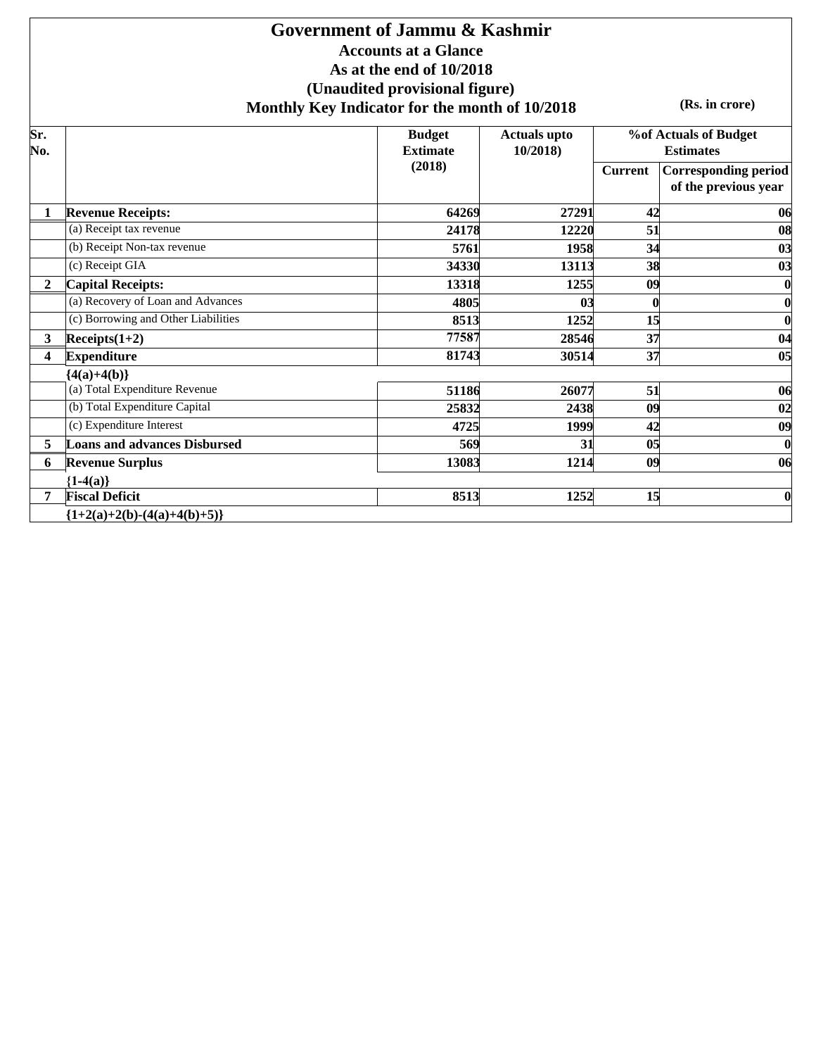# Government of Jammu & Kashmir

## Accounts at a Glance

### As at the end of 10/2018

### (Unaudited provisional figure)

### Monthly Key Indicator for the month of 10/2018

**(Rs. in crore)**

| Sr. No. | | Budget Extimate (2018) | Actuals upto 10/2018) | %of Actuals of Budget Estimates | |
|---|---|---|---|---|---|
| | | | | Current | Corresponding period of the previous year |
| 1 | **Revenue Receipts:** | 64269 | 27291 | 42 | 06 |
| | (a) Receipt tax revenue | 24178 | 12220 | 51 | 08 |
| | (b) Receipt Non-tax revenue | 5761 | 1958 | 34 | 03 |
| | (c) Receipt GIA | 34330 | 13113 | 38 | 03 |
| 2 | **Capital Receipts:** | 13318 | 1255 | 09 | 0 |
| | (a) Recovery of Loan and Advances | 4805 | 03 | 0 | 0 |
| | (c) Borrowing and Other Liabilities | 8513 | 1252 | 15 | 0 |
| 3 | **Receipts(1+2)** | 77587 | 28546 | 37 | 04 |
| 4 | **Expenditure {4(a)+4(b)}** | 81743 | 30514 | 37 | 05 |
| | (a) Total Expenditure Revenue | 51186 | 26077 | 51 | 06 |
| | (b) Total Expenditure Capital | 25832 | 2438 | 09 | 02 |
| | (c) Expenditure Interest | 4725 | 1999 | 42 | 09 |
| 5 | **Loans and advances Disbursed** | 569 | 31 | 05 | 0 |
| 6 | **Revenue Surplus {1-4(a)}** | 13083 | 1214 | 09 | 06 |
| 7 | **Fiscal Deficit {1+2(a)+2(b)-(4(a)+4(b)+5)}** | 8513 | 1252 | 15 | 0 |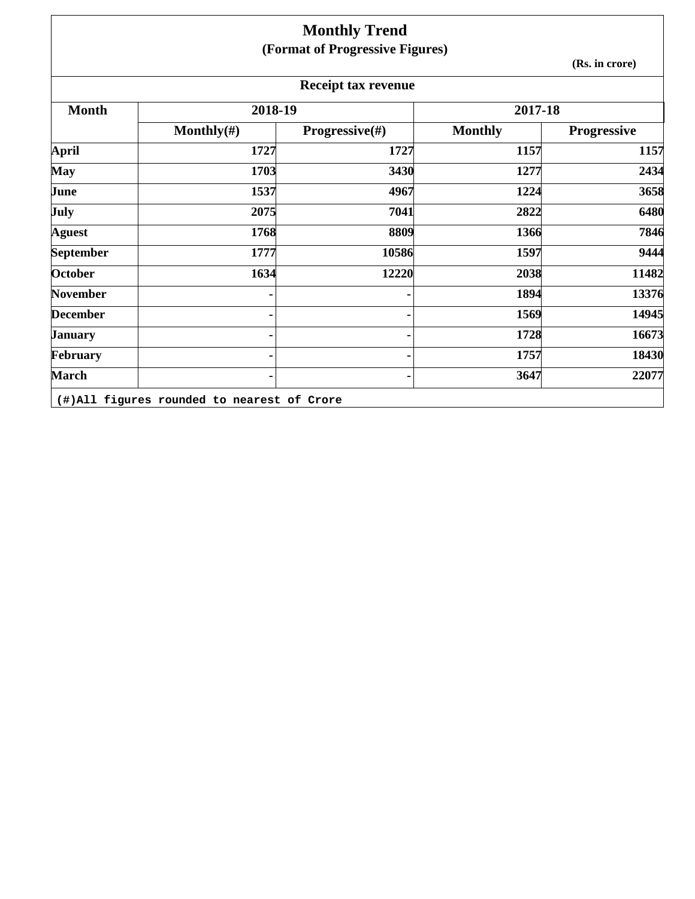# Monthly Trend

## (Format of Progressive Figures)

(Rs. in crore)

### Receipt tax revenue

| Month | 2018-19 | | 2017-18 | |
|---|---|---|---|---|
| | Monthly(#) | Progressive(#) | Monthly | Progressive |
| April | 1727 | 1727 | 1157 | 1157 |
| May | 1703 | 3430 | 1277 | 2434 |
| June | 1537 | 4967 | 1224 | 3658 |
| July | 2075 | 7041 | 2822 | 6480 |
| Aguest | 1768 | 8809 | 1366 | 7846 |
| September | 1777 | 10586 | 1597 | 9444 |
| October | 1634 | 12220 | 2038 | 11482 |
| November | - | - | 1894 | 13376 |
| December | - | - | 1569 | 14945 |
| January | - | - | 1728 | 16673 |
| February | - | - | 1757 | 18430 |
| March | - | - | 3647 | 22077 |

(#)All figures rounded to nearest of Crore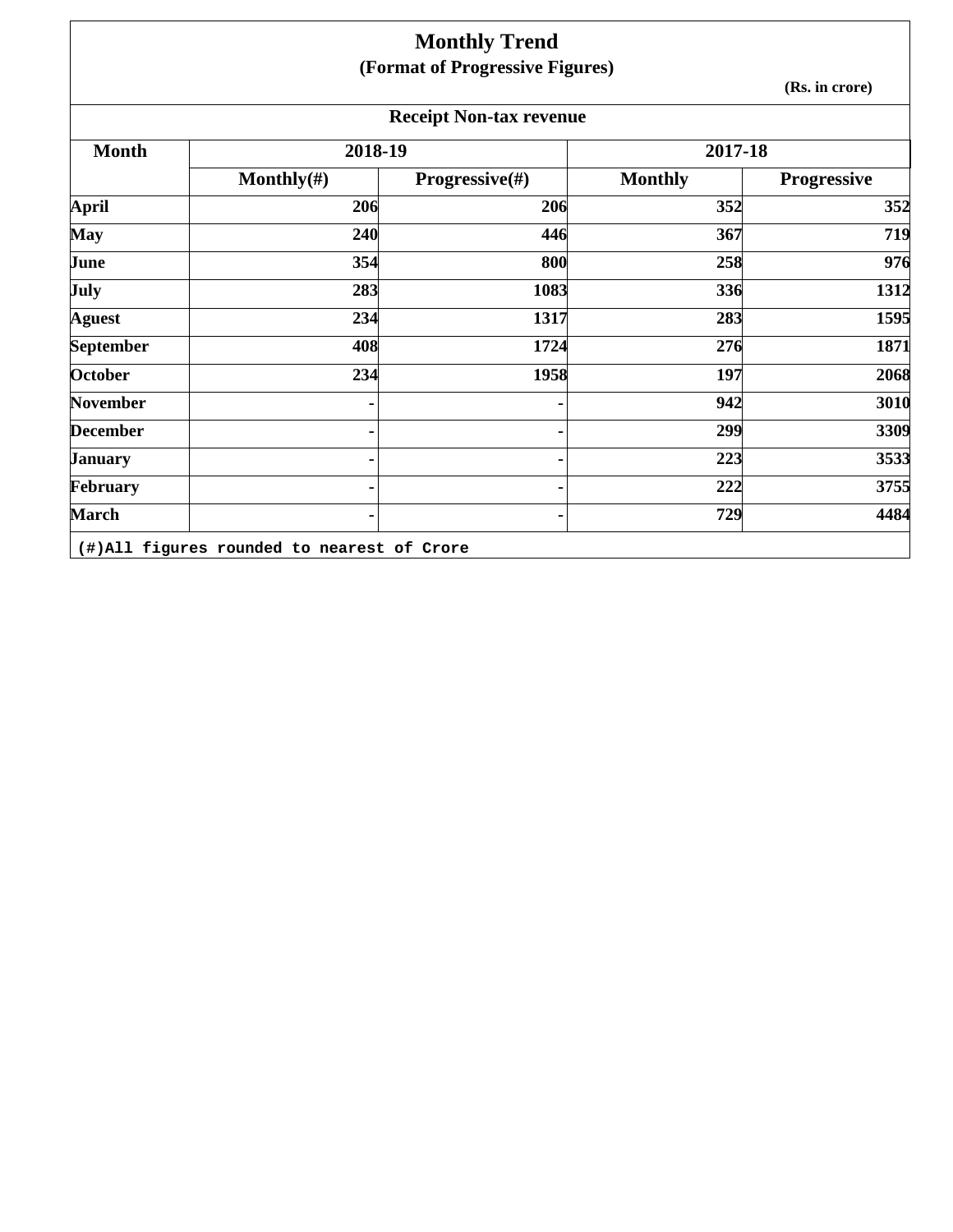# Monthly Trend

## (Format of Progressive Figures)

(Rs. in crore)

### Receipt Non-tax revenue

| Month | 2018-19 | | 2017-18 | |
|---|---|---|---|---|
| | Monthly(#) | Progressive(#) | Monthly | Progressive |
| April | 206 | 206 | 352 | 352 |
| May | 240 | 446 | 367 | 719 |
| June | 354 | 800 | 258 | 976 |
| July | 283 | 1083 | 336 | 1312 |
| Aguest | 234 | 1317 | 283 | 1595 |
| September | 408 | 1724 | 276 | 1871 |
| October | 234 | 1958 | 197 | 2068 |
| November | - | - | 942 | 3010 |
| December | - | - | 299 | 3309 |
| January | - | - | 223 | 3533 |
| February | - | - | 222 | 3755 |
| March | - | - | 729 | 4484 |

(#)All figures rounded to nearest of Crore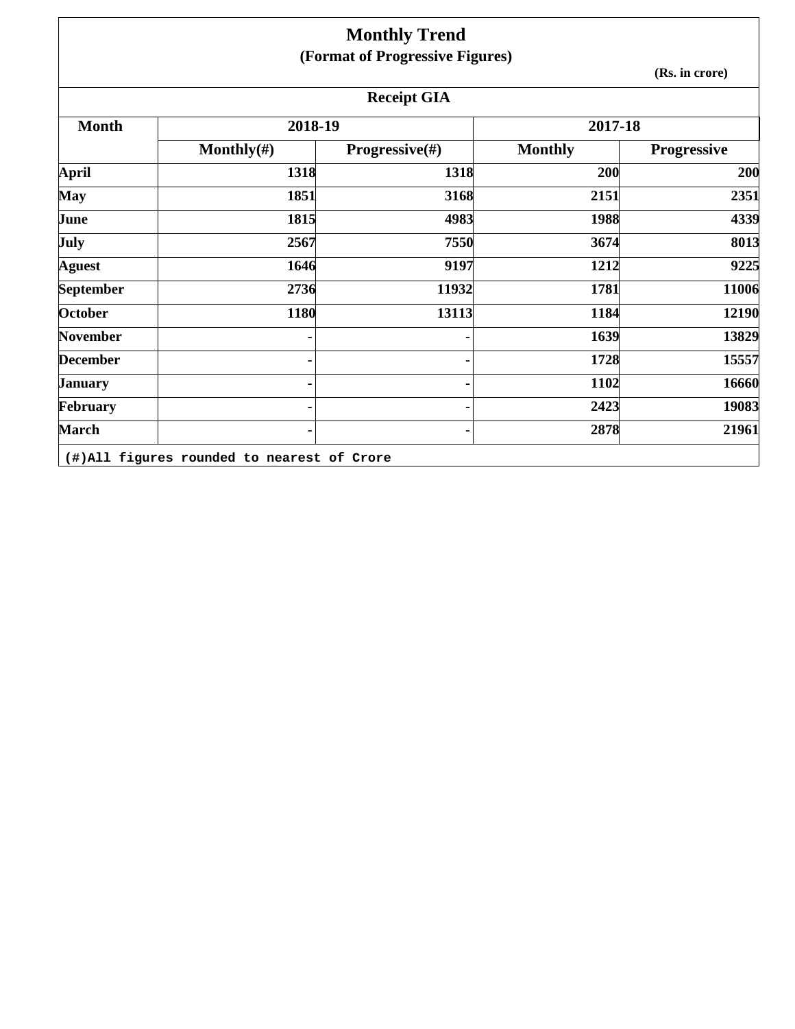# Monthly Trend

## (Format of Progressive Figures)

(Rs. in crore)

### Receipt GIA

| Month | 2018-19 | | 2017-18 | |
|---|---|---|---|---|
| | Monthly(#) | Progressive(#) | Monthly | Progressive |
| April | 1318 | 1318 | 200 | 200 |
| May | 1851 | 3168 | 2151 | 2351 |
| June | 1815 | 4983 | 1988 | 4339 |
| July | 2567 | 7550 | 3674 | 8013 |
| Aguest | 1646 | 9197 | 1212 | 9225 |
| September | 2736 | 11932 | 1781 | 11006 |
| October | 1180 | 13113 | 1184 | 12190 |
| November | - | - | 1639 | 13829 |
| December | - | - | 1728 | 15557 |
| January | - | - | 1102 | 16660 |
| February | - | - | 2423 | 19083 |
| March | - | - | 2878 | 21961 |

(#)All figures rounded to nearest of Crore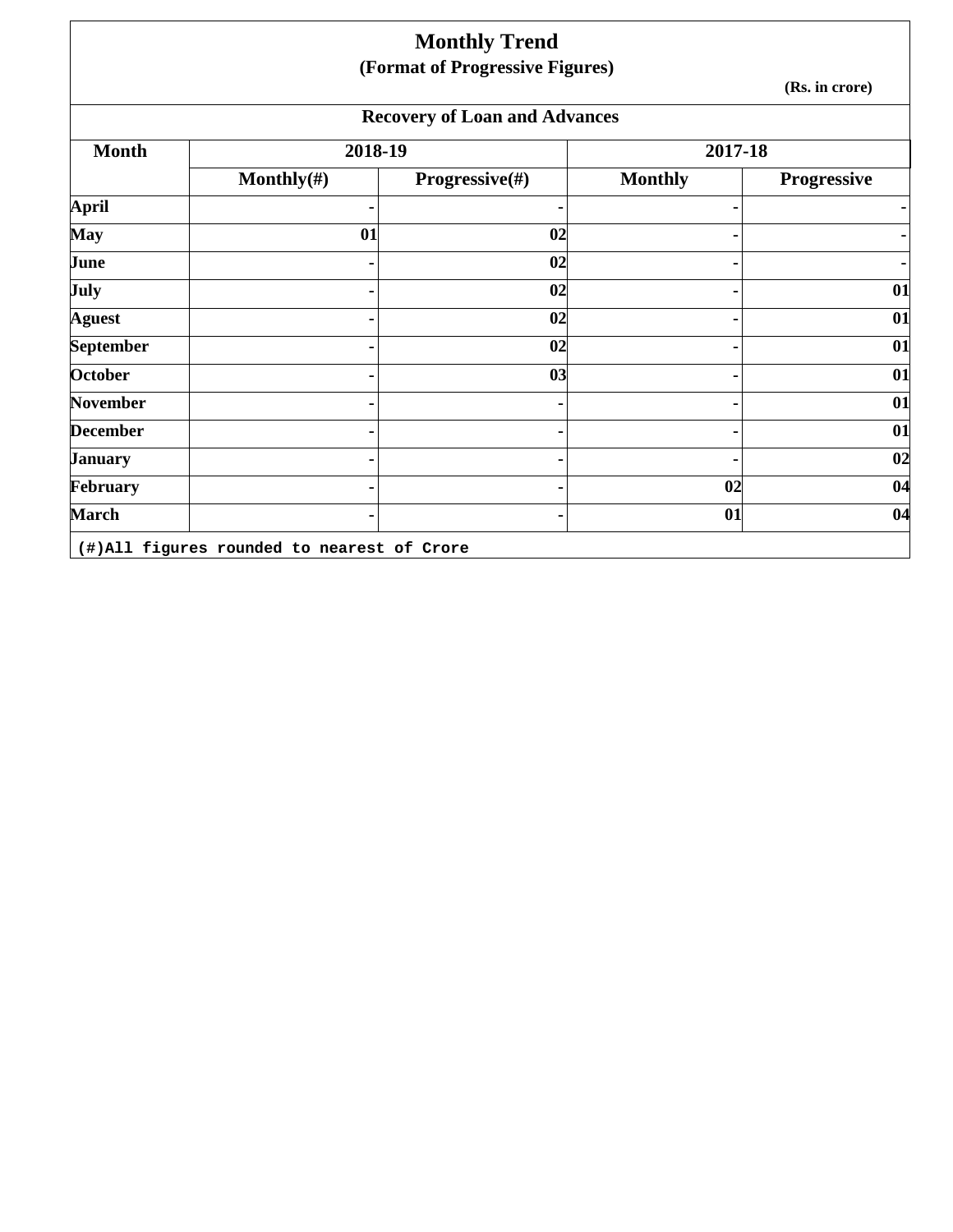# Monthly Trend

**(Format of Progressive Figures)**

**(Rs. in crore)**

## Recovery of Loan and Advances

| Month | 2018-19 | | 2017-18 | |
|---|---|---|---|---|
| | Monthly(#) | Progressive(#) | Monthly | Progressive |
| April | - | - | - | - |
| May | 01 | 02 | - | - |
| June | - | 02 | - | - |
| July | - | 02 | - | 01 |
| Aguest | - | 02 | - | 01 |
| September | - | 02 | - | 01 |
| October | - | 03 | - | 01 |
| November | - | - | - | 01 |
| December | - | - | - | 01 |
| January | - | - | - | 02 |
| February | - | - | 02 | 04 |
| March | - | - | 01 | 04 |

(#)All figures rounded to nearest of Crore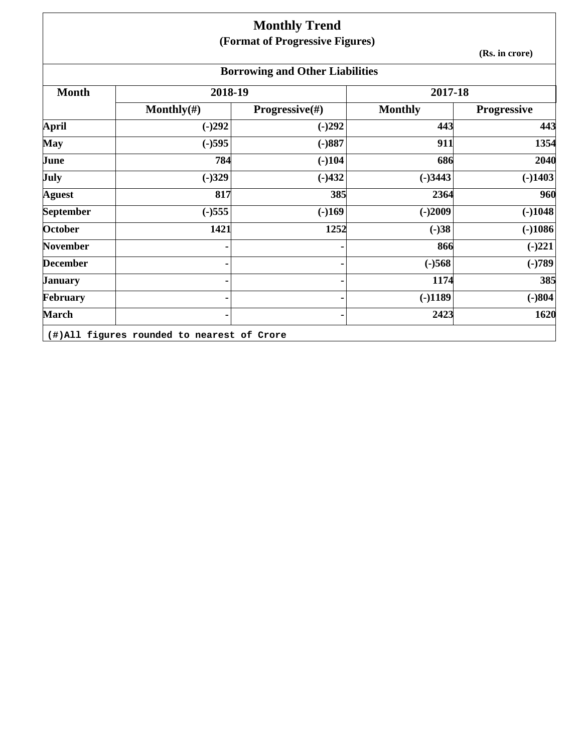# Monthly Trend

## (Format of Progressive Figures)

**(Rs. in crore)**

### Borrowing and Other Liabilities

| Month | 2018-19 | | 2017-18 | |
|---|---|---|---|---|
| | Monthly(#) | Progressive(#) | Monthly | Progressive |
| April | (-)292 | (-)292 | 443 | 443 |
| May | (-)595 | (-)887 | 911 | 1354 |
| June | 784 | (-)104 | 686 | 2040 |
| July | (-)329 | (-)432 | (-)3443 | (-)1403 |
| Aguest | 817 | 385 | 2364 | 960 |
| September | (-)555 | (-)169 | (-)2009 | (-)1048 |
| October | 1421 | 1252 | (-)38 | (-)1086 |
| November | - | - | 866 | (-)221 |
| December | - | - | (-)568 | (-)789 |
| January | - | - | 1174 | 385 |
| February | - | - | (-)1189 | (-)804 |
| March | - | - | 2423 | 1620 |

(#)All figures rounded to nearest of Crore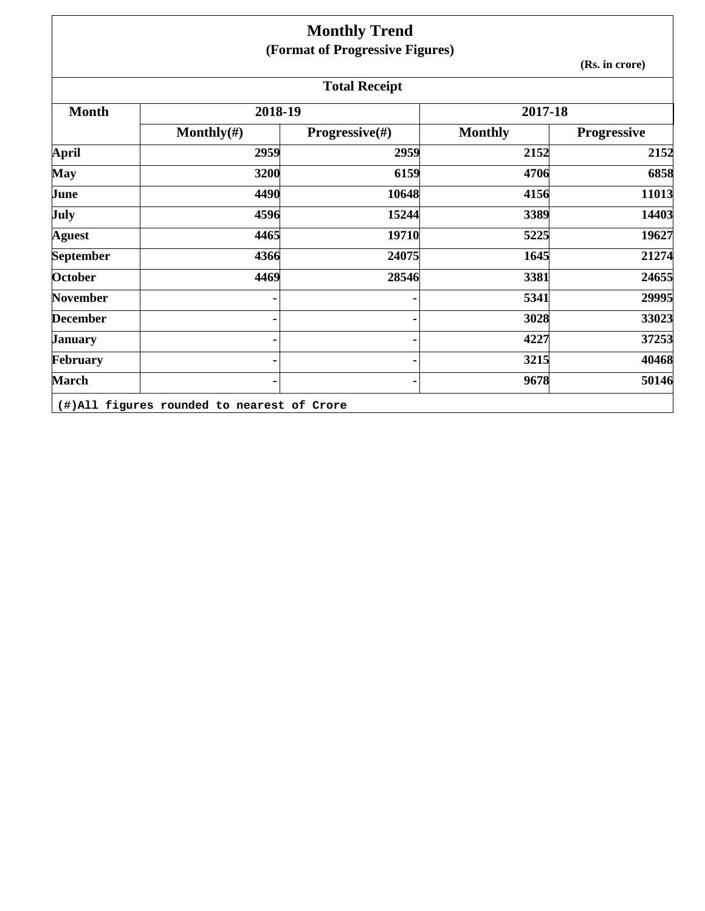# Monthly Trend

## (Format of Progressive Figures)

(Rs. in crore)

**Total Receipt**

| Month | 2018-19 | | 2017-18 | |
|---|---|---|---|---|
| | Monthly(#) | Progressive(#) | Monthly | Progressive |
| April | 2959 | 2959 | 2152 | 2152 |
| May | 3200 | 6159 | 4706 | 6858 |
| June | 4490 | 10648 | 4156 | 11013 |
| July | 4596 | 15244 | 3389 | 14403 |
| Aguest | 4465 | 19710 | 5225 | 19627 |
| September | 4366 | 24075 | 1645 | 21274 |
| October | 4469 | 28546 | 3381 | 24655 |
| November | - | - | 5341 | 29995 |
| December | - | - | 3028 | 33023 |
| January | - | - | 4227 | 37253 |
| February | - | - | 3215 | 40468 |
| March | - | - | 9678 | 50146 |

(#)All figures rounded to nearest of Crore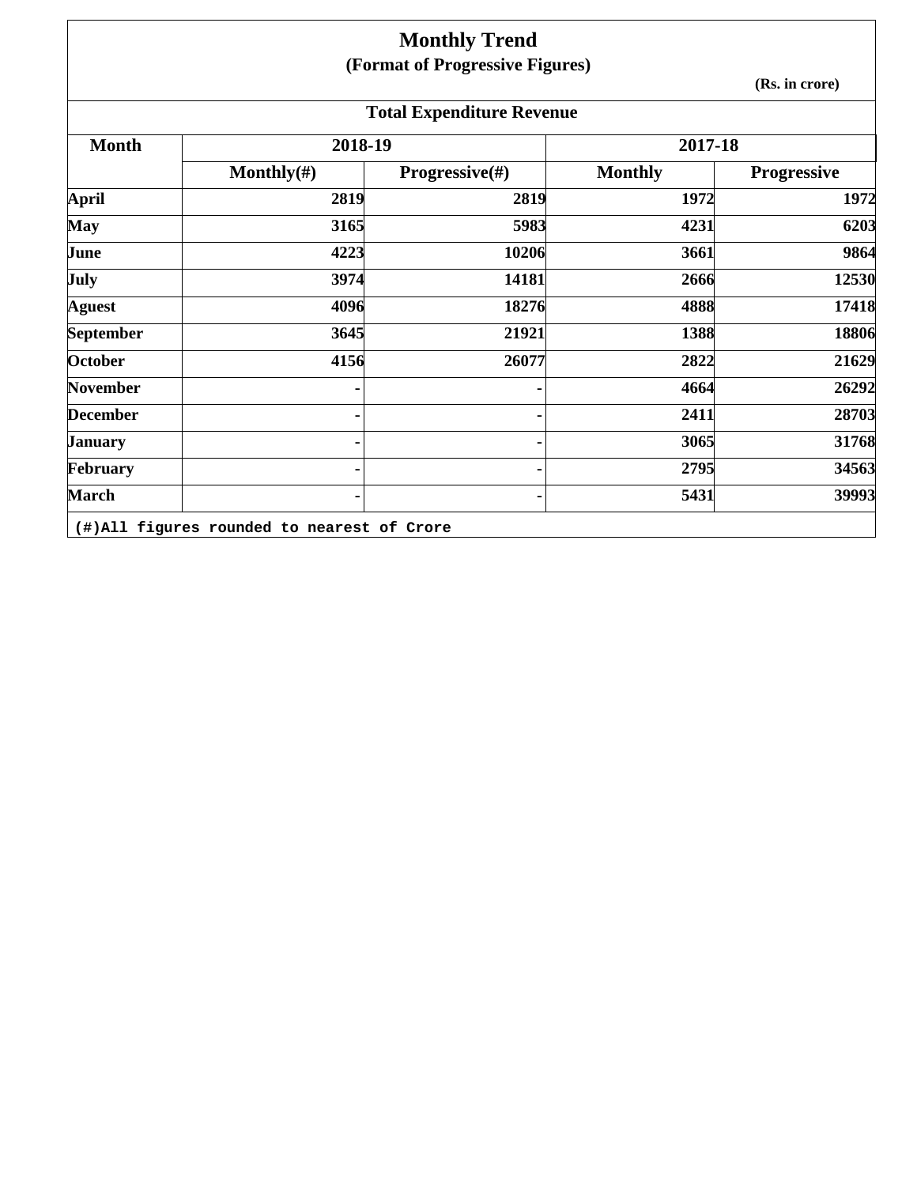# Monthly Trend

## (Format of Progressive Figures)

(Rs. in crore)

### Total Expenditure Revenue

| Month | 2018-19 | | 2017-18 | |
|---|---|---|---|---|
| | Monthly(#) | Progressive(#) | Monthly | Progressive |
| April | 2819 | 2819 | 1972 | 1972 |
| May | 3165 | 5983 | 4231 | 6203 |
| June | 4223 | 10206 | 3661 | 9864 |
| July | 3974 | 14181 | 2666 | 12530 |
| Aguest | 4096 | 18276 | 4888 | 17418 |
| September | 3645 | 21921 | 1388 | 18806 |
| October | 4156 | 26077 | 2822 | 21629 |
| November | - | - | 4664 | 26292 |
| December | - | - | 2411 | 28703 |
| January | - | - | 3065 | 31768 |
| February | - | - | 2795 | 34563 |
| March | - | - | 5431 | 39993 |

(#)All figures rounded to nearest of Crore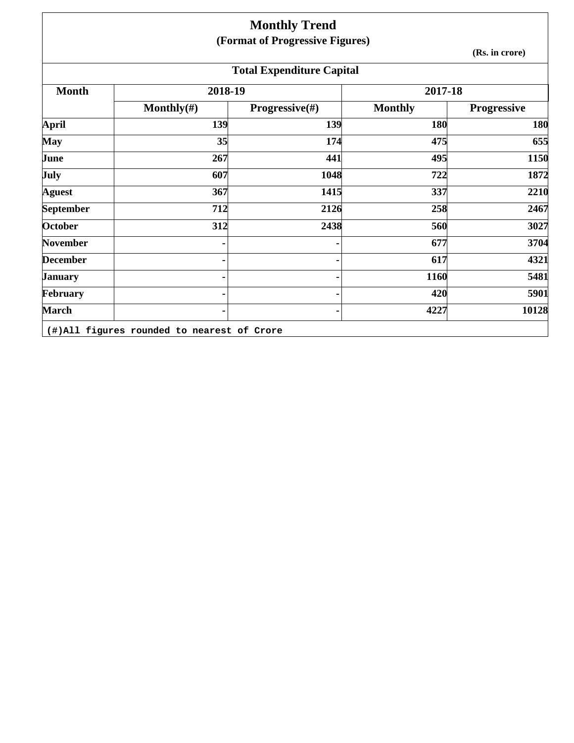# Monthly Trend

## (Format of Progressive Figures)

**(Rs. in crore)**

### Total Expenditure Capital

| Month | 2018-19 | | 2017-18 | |
|---|---|---|---|---|
| | Monthly(#) | Progressive(#) | Monthly | Progressive |
| April | 139 | 139 | 180 | 180 |
| May | 35 | 174 | 475 | 655 |
| June | 267 | 441 | 495 | 1150 |
| July | 607 | 1048 | 722 | 1872 |
| Aguest | 367 | 1415 | 337 | 2210 |
| September | 712 | 2126 | 258 | 2467 |
| October | 312 | 2438 | 560 | 3027 |
| November | - | - | 677 | 3704 |
| December | - | - | 617 | 4321 |
| January | - | - | 1160 | 5481 |
| February | - | - | 420 | 5901 |
| March | - | - | 4227 | 10128 |

(#)All figures rounded to nearest of Crore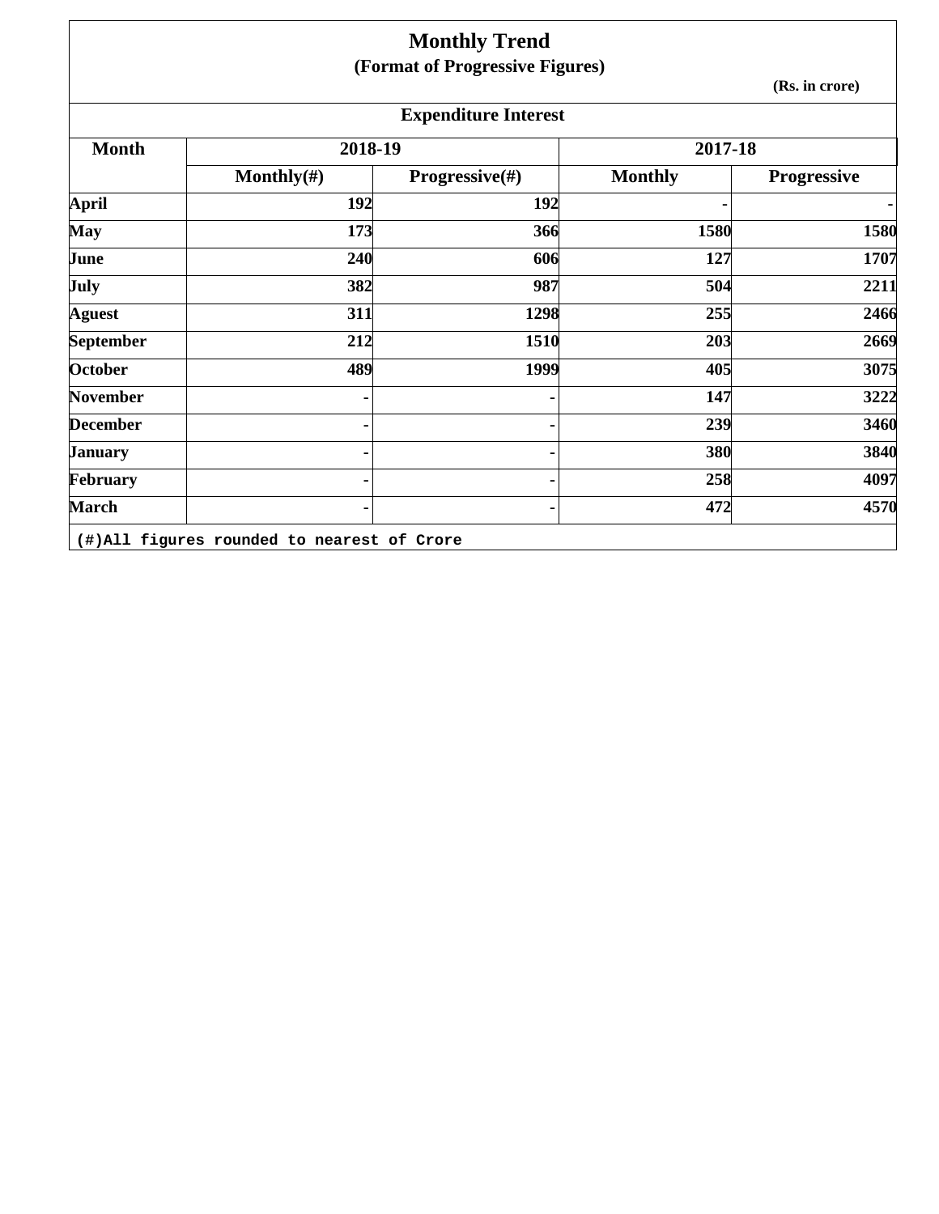# Monthly Trend

## (Format of Progressive Figures)

(Rs. in crore)

### Expenditure Interest

| Month | 2018-19 | | 2017-18 | |
|---|---|---|---|---|
| | Monthly(#) | Progressive(#) | Monthly | Progressive |
| April | 192 | 192 | - | - |
| May | 173 | 366 | 1580 | 1580 |
| June | 240 | 606 | 127 | 1707 |
| July | 382 | 987 | 504 | 2211 |
| Aguest | 311 | 1298 | 255 | 2466 |
| September | 212 | 1510 | 203 | 2669 |
| October | 489 | 1999 | 405 | 3075 |
| November | - | - | 147 | 3222 |
| December | - | - | 239 | 3460 |
| January | - | - | 380 | 3840 |
| February | - | - | 258 | 4097 |
| March | - | - | 472 | 4570 |

(#)All figures rounded to nearest of Crore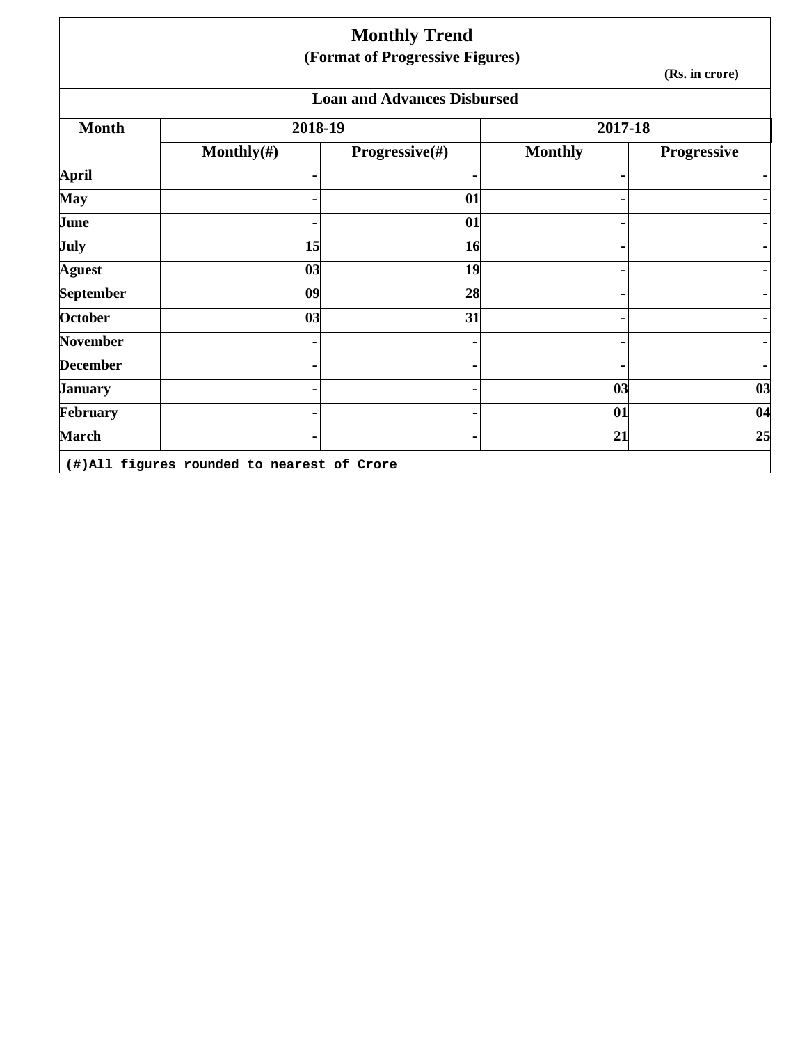# Monthly Trend

## (Format of Progressive Figures)

(Rs. in crore)

### Loan and Advances Disbursed

| Month | 2018-19 | | 2017-18 | |
|---|---|---|---|---|
| | Monthly(#) | Progressive(#) | Monthly | Progressive |
| April | - | - | - | - |
| May | - | 01 | - | - |
| June | - | 01 | - | - |
| July | 15 | 16 | - | - |
| Aguest | 03 | 19 | - | - |
| September | 09 | 28 | - | - |
| October | 03 | 31 | - | - |
| November | - | - | - | - |
| December | - | - | - | - |
| January | - | - | 03 | 03 |
| February | - | - | 01 | 04 |
| March | - | - | 21 | 25 |

(#)All figures rounded to nearest of Crore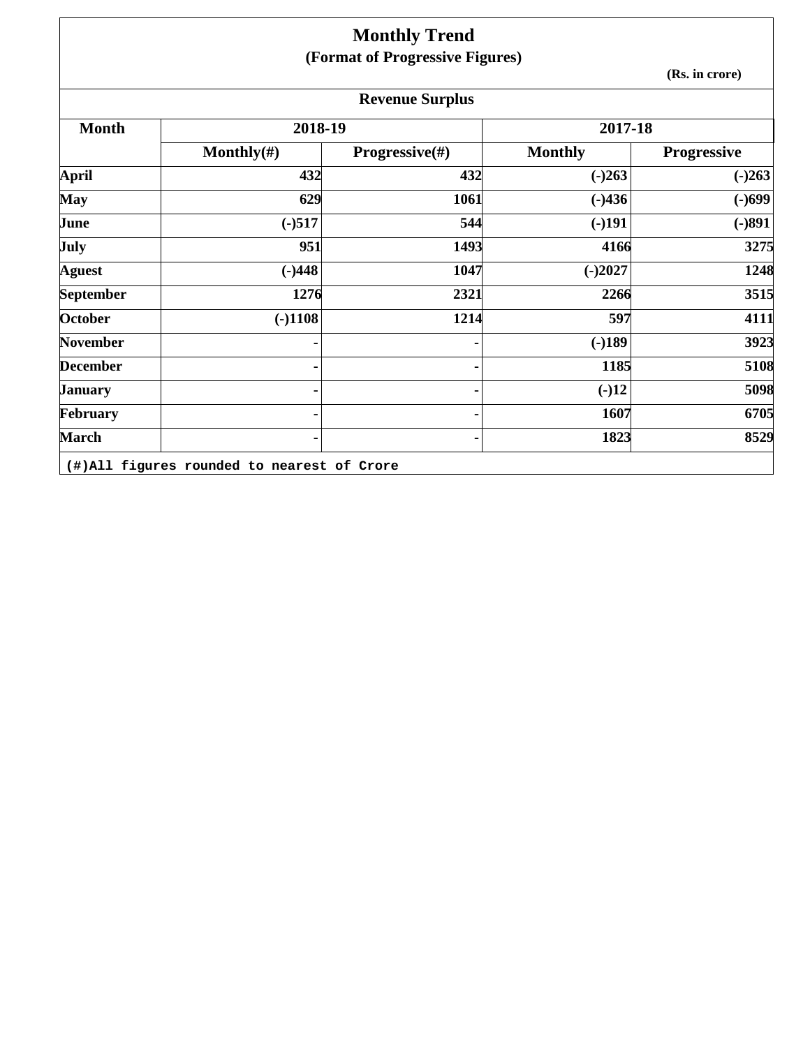# Monthly Trend

## (Format of Progressive Figures)

(Rs. in crore)

### Revenue Surplus

| Month | 2018-19 | | 2017-18 | |
|---|---|---|---|---|
| | Monthly(#) | Progressive(#) | Monthly | Progressive |
| April | 432 | 432 | (-)263 | (-)263 |
| May | 629 | 1061 | (-)436 | (-)699 |
| June | (-)517 | 544 | (-)191 | (-)891 |
| July | 951 | 1493 | 4166 | 3275 |
| Aguest | (-)448 | 1047 | (-)2027 | 1248 |
| September | 1276 | 2321 | 2266 | 3515 |
| October | (-)1108 | 1214 | 597 | 4111 |
| November | - | - | (-)189 | 3923 |
| December | - | - | 1185 | 5108 |
| January | - | - | (-)12 | 5098 |
| February | - | - | 1607 | 6705 |
| March | - | - | 1823 | 8529 |

(#)All figures rounded to nearest of Crore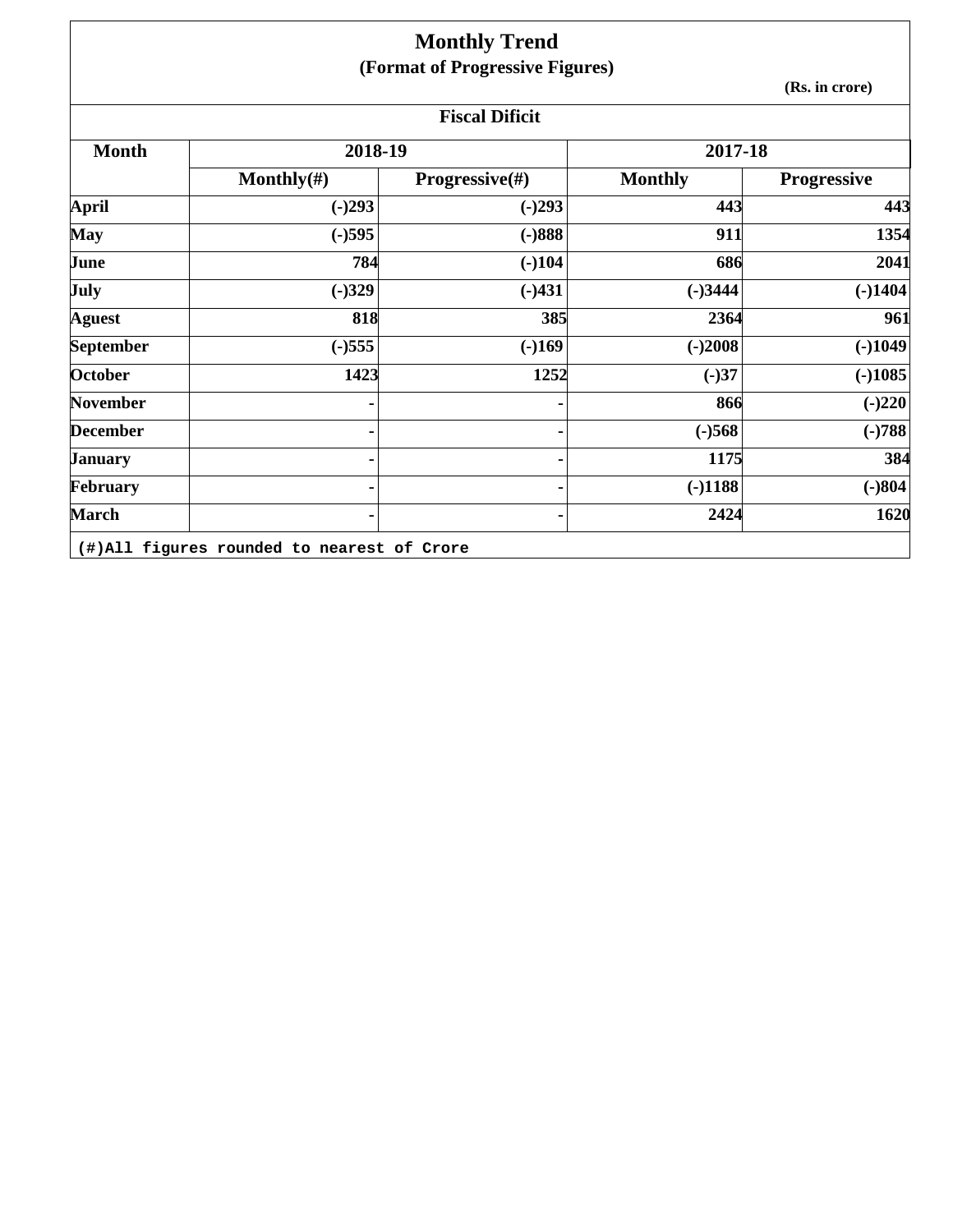# Monthly Trend

## (Format of Progressive Figures)

(Rs. in crore)

### Fiscal Dificit

| Month | 2018-19 | | 2017-18 | |
|---|---|---|---|---|
| | Monthly(#) | Progressive(#) | Monthly | Progressive |
| April | (-)293 | (-)293 | 443 | 443 |
| May | (-)595 | (-)888 | 911 | 1354 |
| June | 784 | (-)104 | 686 | 2041 |
| July | (-)329 | (-)431 | (-)3444 | (-)1404 |
| Aguest | 818 | 385 | 2364 | 961 |
| September | (-)555 | (-)169 | (-)2008 | (-)1049 |
| October | 1423 | 1252 | (-)37 | (-)1085 |
| November | - | - | 866 | (-)220 |
| December | - | - | (-)568 | (-)788 |
| January | - | - | 1175 | 384 |
| February | - | - | (-)1188 | (-)804 |
| March | - | - | 2424 | 1620 |

(#)All figures rounded to nearest of Crore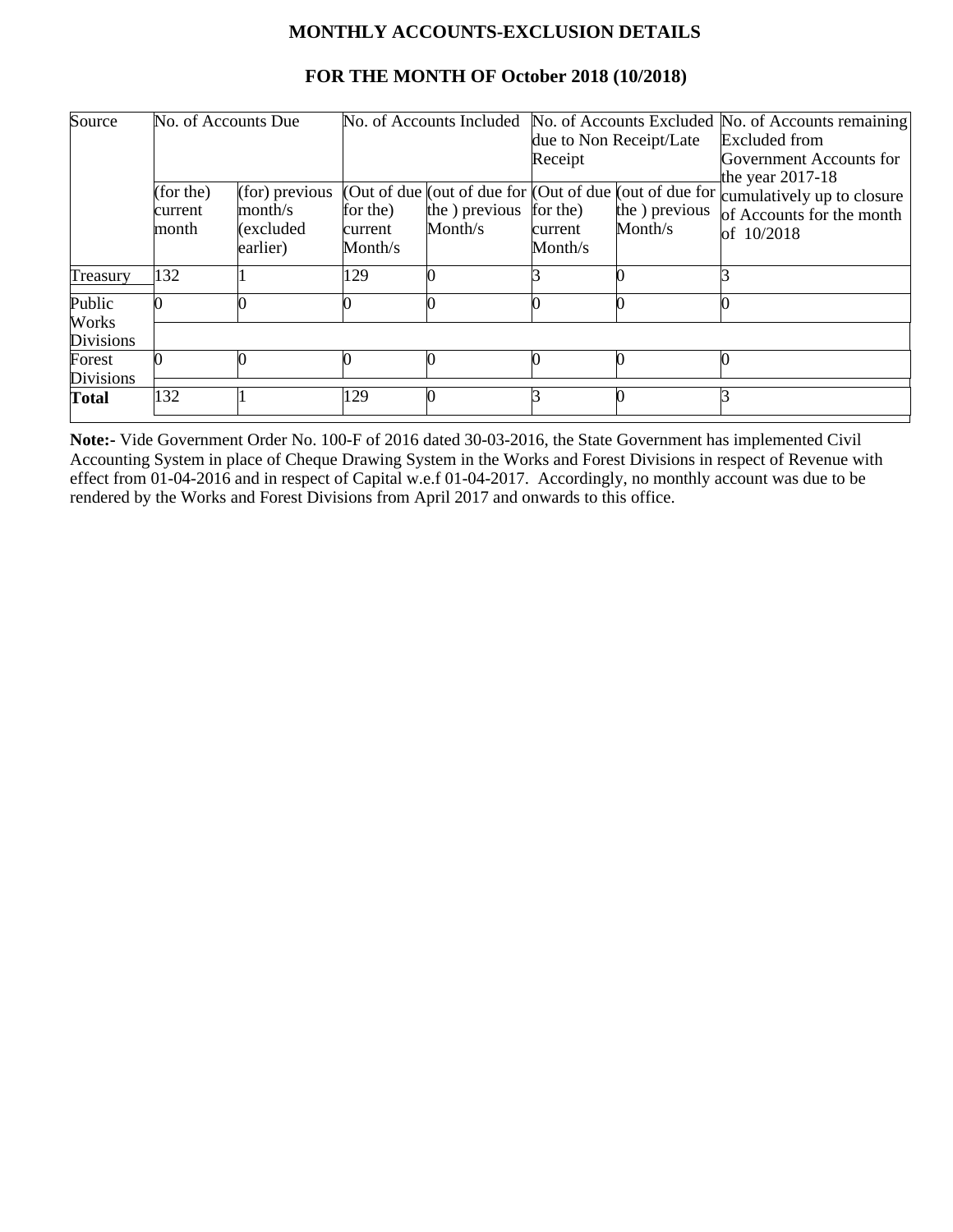# MONTHLY ACCOUNTS-EXCLUSION DETAILS

## FOR THE MONTH OF October 2018 (10/2018)

| Source | No. of Accounts Due | | No. of Accounts Included | | No. of Accounts Excluded due to Non Receipt/Late Receipt | | No. of Accounts remaining Excluded from Government Accounts for the year 2017-18 cumulatively up to closure of Accounts for the month of 10/2018 |
|---|---|---|---|---|---|---|---|
| | (for the) current month | (for) previous month/s (excluded earlier) | (Out of due for the) current Month/s | (out of due for the ) previous Month/s | (Out of due for the) current Month/s | (out of due for the ) previous Month/s | |
| Treasury | 132 | 1 | 129 | 0 | 3 | 0 | 3 |
| Public Works Divisions | 0 | 0 | 0 | 0 | 0 | 0 | 0 |
| Forest Divisions | 0 | 0 | 0 | 0 | 0 | 0 | 0 |
| **Total** | 132 | 1 | 129 | 0 | 3 | 0 | 3 |

**Note:-** Vide Government Order No. 100-F of 2016 dated 30-03-2016, the State Government has implemented Civil Accounting System in place of Cheque Drawing System in the Works and Forest Divisions in respect of Revenue with effect from 01-04-2016 and in respect of Capital w.e.f 01-04-2017. Accordingly, no monthly account was due to be rendered by the Works and Forest Divisions from April 2017 and onwards to this office.